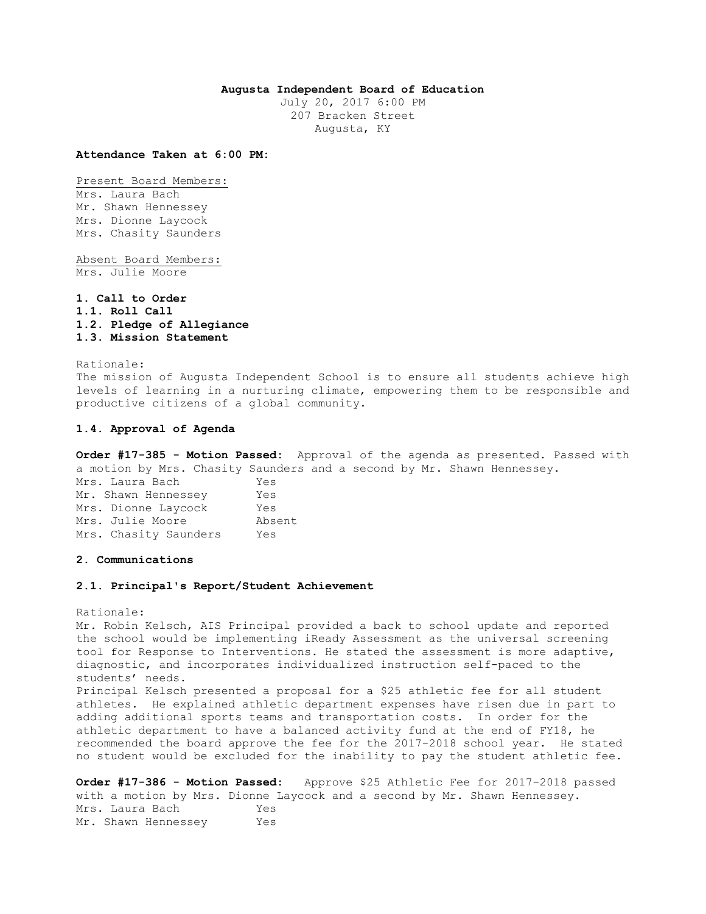**Augusta Independent Board of Education**
July 20, 2017 6:00 PM
207 Bracken Street
Augusta, KY

**Attendance Taken at 6:00 PM:**

Present Board Members:
Mrs. Laura Bach
Mr. Shawn Hennessey
Mrs. Dionne Laycock
Mrs. Chasity Saunders

Absent Board Members:
Mrs. Julie Moore

**1. Call to Order**
**1.1. Roll Call**
**1.2. Pledge of Allegiance**
**1.3. Mission Statement**

Rationale:
The mission of Augusta Independent School is to ensure all students achieve high levels of learning in a nurturing climate, empowering them to be responsible and productive citizens of a global community.

**1.4. Approval of Agenda**

**Order #17-385 - Motion Passed:** Approval of the agenda as presented. Passed with a motion by Mrs. Chasity Saunders and a second by Mr. Shawn Hennessey.

| | |
|---|---|
| Mrs. Laura Bach | Yes |
| Mr. Shawn Hennessey | Yes |
| Mrs. Dionne Laycock | Yes |
| Mrs. Julie Moore | Absent |
| Mrs. Chasity Saunders | Yes |

**2. Communications**

**2.1. Principal's Report/Student Achievement**

Rationale:
Mr. Robin Kelsch, AIS Principal provided a back to school update and reported the school would be implementing iReady Assessment as the universal screening tool for Response to Interventions. He stated the assessment is more adaptive, diagnostic, and incorporates individualized instruction self-paced to the students' needs.
Principal Kelsch presented a proposal for a $25 athletic fee for all student athletes. He explained athletic department expenses have risen due in part to adding additional sports teams and transportation costs. In order for the athletic department to have a balanced activity fund at the end of FY18, he recommended the board approve the fee for the 2017-2018 school year. He stated no student would be excluded for the inability to pay the student athletic fee.

**Order #17-386 - Motion Passed:** Approve $25 Athletic Fee for 2017-2018 passed with a motion by Mrs. Dionne Laycock and a second by Mr. Shawn Hennessey.

| | |
|---|---|
| Mrs. Laura Bach | Yes |
| Mr. Shawn Hennessey | Yes |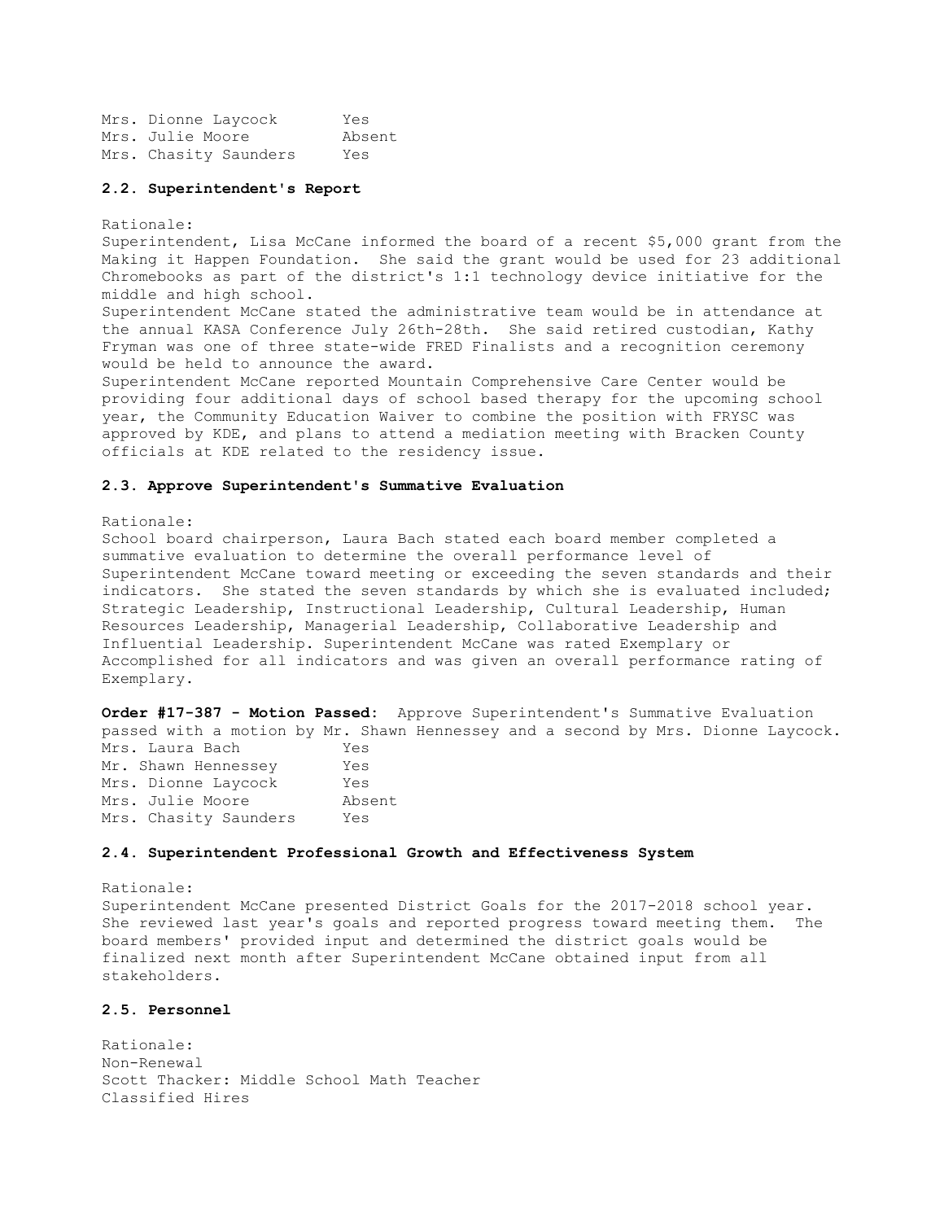| | |
|---|---|
| Mrs. Dionne Laycock | Yes |
| Mrs. Julie Moore | Absent |
| Mrs. Chasity Saunders | Yes |

### 2.2. Superintendent's Report

Rationale:
Superintendent, Lisa McCane informed the board of a recent $5,000 grant from the Making it Happen Foundation. She said the grant would be used for 23 additional Chromebooks as part of the district's 1:1 technology device initiative for the middle and high school.
Superintendent McCane stated the administrative team would be in attendance at the annual KASA Conference July 26th-28th. She said retired custodian, Kathy Fryman was one of three state-wide FRED Finalists and a recognition ceremony would be held to announce the award.
Superintendent McCane reported Mountain Comprehensive Care Center would be providing four additional days of school based therapy for the upcoming school year, the Community Education Waiver to combine the position with FRYSC was approved by KDE, and plans to attend a mediation meeting with Bracken County officials at KDE related to the residency issue.

### 2.3. Approve Superintendent's Summative Evaluation

Rationale:
School board chairperson, Laura Bach stated each board member completed a summative evaluation to determine the overall performance level of Superintendent McCane toward meeting or exceeding the seven standards and their indicators. She stated the seven standards by which she is evaluated included; Strategic Leadership, Instructional Leadership, Cultural Leadership, Human Resources Leadership, Managerial Leadership, Collaborative Leadership and Influential Leadership. Superintendent McCane was rated Exemplary or Accomplished for all indicators and was given an overall performance rating of Exemplary.

**Order #17-387 - Motion Passed:** Approve Superintendent's Summative Evaluation passed with a motion by Mr. Shawn Hennessey and a second by Mrs. Dionne Laycock.

| | |
|---|---|
| Mrs. Laura Bach | Yes |
| Mr. Shawn Hennessey | Yes |
| Mrs. Dionne Laycock | Yes |
| Mrs. Julie Moore | Absent |
| Mrs. Chasity Saunders | Yes |

### 2.4. Superintendent Professional Growth and Effectiveness System

Rationale:
Superintendent McCane presented District Goals for the 2017-2018 school year. She reviewed last year's goals and reported progress toward meeting them. The board members' provided input and determined the district goals would be finalized next month after Superintendent McCane obtained input from all stakeholders.

### 2.5. Personnel

Rationale:
Non-Renewal
Scott Thacker: Middle School Math Teacher
Classified Hires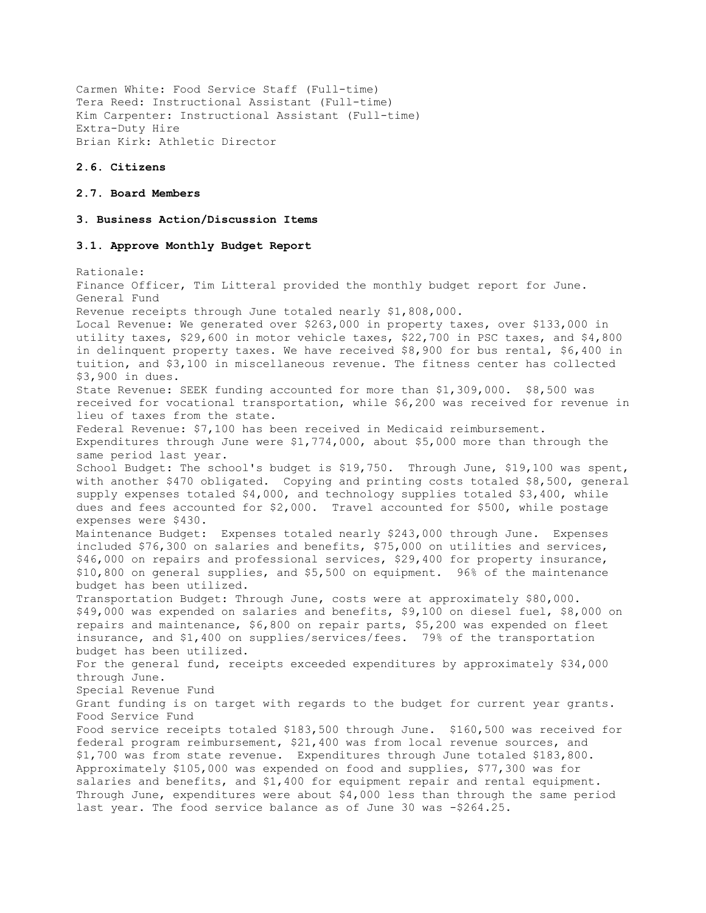Carmen White: Food Service Staff (Full-time)
Tera Reed: Instructional Assistant (Full-time)
Kim Carpenter: Instructional Assistant (Full-time)
Extra-Duty Hire
Brian Kirk: Athletic Director

**2.6. Citizens**

**2.7. Board Members**

**3. Business Action/Discussion Items**

**3.1. Approve Monthly Budget Report**

Rationale:
Finance Officer, Tim Litteral provided the monthly budget report for June.
General Fund
Revenue receipts through June totaled nearly $1,808,000.
Local Revenue: We generated over $263,000 in property taxes, over $133,000 in utility taxes, $29,600 in motor vehicle taxes, $22,700 in PSC taxes, and $4,800 in delinquent property taxes. We have received $8,900 for bus rental, $6,400 in tuition, and $3,100 in miscellaneous revenue. The fitness center has collected $3,900 in dues.
State Revenue: SEEK funding accounted for more than $1,309,000. $8,500 was received for vocational transportation, while $6,200 was received for revenue in lieu of taxes from the state.
Federal Revenue: $7,100 has been received in Medicaid reimbursement.
Expenditures through June were $1,774,000, about $5,000 more than through the same period last year.
School Budget: The school's budget is $19,750. Through June, $19,100 was spent, with another $470 obligated. Copying and printing costs totaled $8,500, general supply expenses totaled $4,000, and technology supplies totaled $3,400, while dues and fees accounted for $2,000. Travel accounted for $500, while postage expenses were $430.
Maintenance Budget: Expenses totaled nearly $243,000 through June. Expenses included $76,300 on salaries and benefits, $75,000 on utilities and services, $46,000 on repairs and professional services, $29,400 for property insurance, $10,800 on general supplies, and $5,500 on equipment. 96% of the maintenance budget has been utilized.
Transportation Budget: Through June, costs were at approximately $80,000. $49,000 was expended on salaries and benefits, $9,100 on diesel fuel, $8,000 on repairs and maintenance, $6,800 on repair parts, $5,200 was expended on fleet insurance, and $1,400 on supplies/services/fees. 79% of the transportation budget has been utilized.
For the general fund, receipts exceeded expenditures by approximately $34,000 through June.
Special Revenue Fund
Grant funding is on target with regards to the budget for current year grants.
Food Service Fund
Food service receipts totaled $183,500 through June. $160,500 was received for federal program reimbursement, $21,400 was from local revenue sources, and $1,700 was from state revenue. Expenditures through June totaled $183,800. Approximately $105,000 was expended on food and supplies, $77,300 was for salaries and benefits, and $1,400 for equipment repair and rental equipment. Through June, expenditures were about $4,000 less than through the same period last year. The food service balance as of June 30 was -$264.25.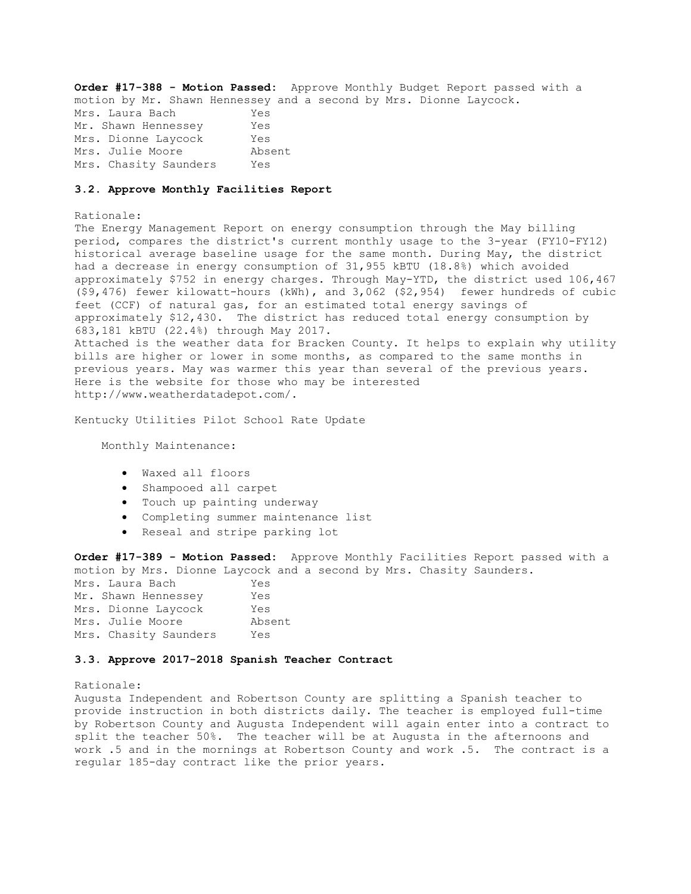**Order #17-388 - Motion Passed:** Approve Monthly Budget Report passed with a motion by Mr. Shawn Hennessey and a second by Mrs. Dionne Laycock.

| | |
|---|---|
| Mrs. Laura Bach | Yes |
| Mr. Shawn Hennessey | Yes |
| Mrs. Dionne Laycock | Yes |
| Mrs. Julie Moore | Absent |
| Mrs. Chasity Saunders | Yes |

### 3.2. Approve Monthly Facilities Report

Rationale:

The Energy Management Report on energy consumption through the May billing period, compares the district's current monthly usage to the 3-year (FY10-FY12) historical average baseline usage for the same month. During May, the district had a decrease in energy consumption of 31,955 kBTU (18.8%) which avoided approximately $752 in energy charges. Through May-YTD, the district used 106,467 ($9,476) fewer kilowatt-hours (kWh), and 3,062 ($2,954) fewer hundreds of cubic feet (CCF) of natural gas, for an estimated total energy savings of approximately $12,430. The district has reduced total energy consumption by 683,181 kBTU (22.4%) through May 2017.

Attached is the weather data for Bracken County. It helps to explain why utility bills are higher or lower in some months, as compared to the same months in previous years. May was warmer this year than several of the previous years. Here is the website for those who may be interested http://www.weatherdatadepot.com/.

Kentucky Utilities Pilot School Rate Update

Monthly Maintenance:

- Waxed all floors
- Shampooed all carpet
- Touch up painting underway
- Completing summer maintenance list
- Reseal and stripe parking lot

**Order #17-389 - Motion Passed:** Approve Monthly Facilities Report passed with a motion by Mrs. Dionne Laycock and a second by Mrs. Chasity Saunders.

| | |
|---|---|
| Mrs. Laura Bach | Yes |
| Mr. Shawn Hennessey | Yes |
| Mrs. Dionne Laycock | Yes |
| Mrs. Julie Moore | Absent |
| Mrs. Chasity Saunders | Yes |

### 3.3. Approve 2017-2018 Spanish Teacher Contract

Rationale:

Augusta Independent and Robertson County are splitting a Spanish teacher to provide instruction in both districts daily. The teacher is employed full-time by Robertson County and Augusta Independent will again enter into a contract to split the teacher 50%. The teacher will be at Augusta in the afternoons and work .5 and in the mornings at Robertson County and work .5. The contract is a regular 185-day contract like the prior years.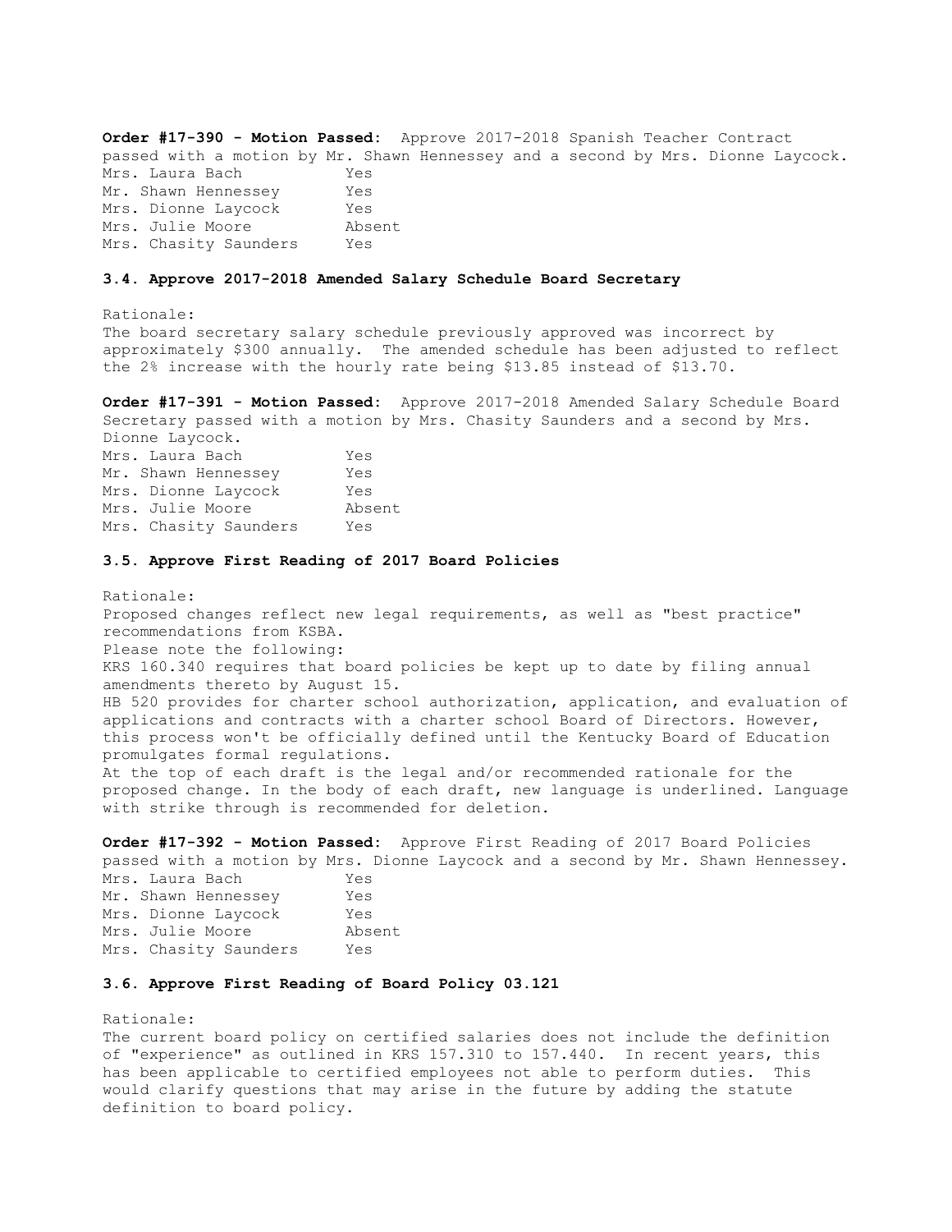**Order #17-390 - Motion Passed:** Approve 2017-2018 Spanish Teacher Contract passed with a motion by Mr. Shawn Hennessey and a second by Mrs. Dionne Laycock.

| | |
|---|---|
| Mrs. Laura Bach | Yes |
| Mr. Shawn Hennessey | Yes |
| Mrs. Dionne Laycock | Yes |
| Mrs. Julie Moore | Absent |
| Mrs. Chasity Saunders | Yes |

### 3.4. Approve 2017-2018 Amended Salary Schedule Board Secretary

Rationale:
The board secretary salary schedule previously approved was incorrect by approximately $300 annually. The amended schedule has been adjusted to reflect the 2% increase with the hourly rate being $13.85 instead of $13.70.

**Order #17-391 - Motion Passed:** Approve 2017-2018 Amended Salary Schedule Board Secretary passed with a motion by Mrs. Chasity Saunders and a second by Mrs. Dionne Laycock.

| | |
|---|---|
| Mrs. Laura Bach | Yes |
| Mr. Shawn Hennessey | Yes |
| Mrs. Dionne Laycock | Yes |
| Mrs. Julie Moore | Absent |
| Mrs. Chasity Saunders | Yes |

### 3.5. Approve First Reading of 2017 Board Policies

Rationale:
Proposed changes reflect new legal requirements, as well as "best practice" recommendations from KSBA.
Please note the following:
KRS 160.340 requires that board policies be kept up to date by filing annual amendments thereto by August 15.
HB 520 provides for charter school authorization, application, and evaluation of applications and contracts with a charter school Board of Directors. However, this process won't be officially defined until the Kentucky Board of Education promulgates formal regulations.
At the top of each draft is the legal and/or recommended rationale for the proposed change. In the body of each draft, new language is underlined. Language with strike through is recommended for deletion.

**Order #17-392 - Motion Passed:** Approve First Reading of 2017 Board Policies passed with a motion by Mrs. Dionne Laycock and a second by Mr. Shawn Hennessey.

| | |
|---|---|
| Mrs. Laura Bach | Yes |
| Mr. Shawn Hennessey | Yes |
| Mrs. Dionne Laycock | Yes |
| Mrs. Julie Moore | Absent |
| Mrs. Chasity Saunders | Yes |

### 3.6. Approve First Reading of Board Policy 03.121

Rationale:
The current board policy on certified salaries does not include the definition of "experience" as outlined in KRS 157.310 to 157.440. In recent years, this has been applicable to certified employees not able to perform duties. This would clarify questions that may arise in the future by adding the statute definition to board policy.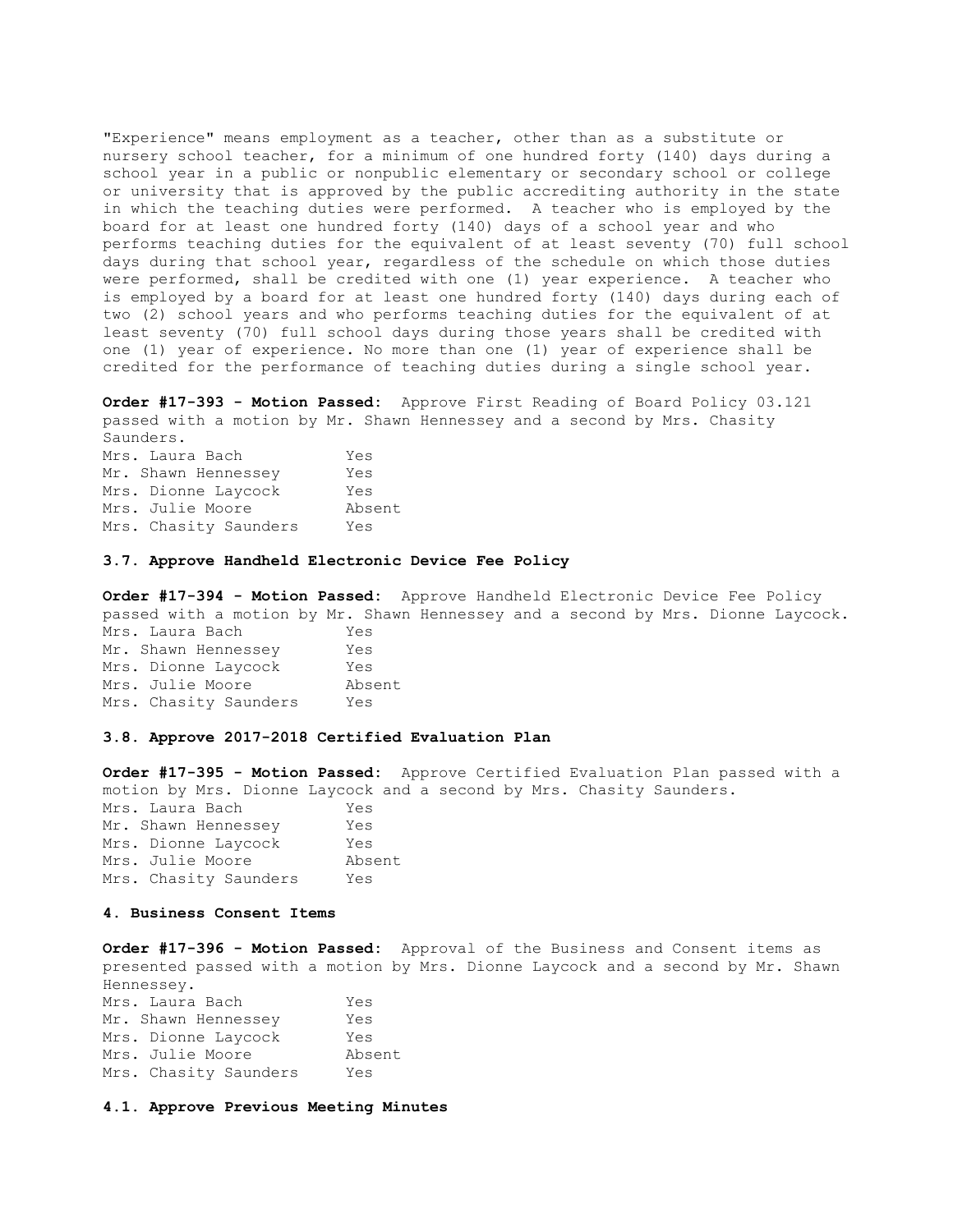"Experience" means employment as a teacher, other than as a substitute or nursery school teacher, for a minimum of one hundred forty (140) days during a school year in a public or nonpublic elementary or secondary school or college or university that is approved by the public accrediting authority in the state in which the teaching duties were performed. A teacher who is employed by the board for at least one hundred forty (140) days of a school year and who performs teaching duties for the equivalent of at least seventy (70) full school days during that school year, regardless of the schedule on which those duties were performed, shall be credited with one (1) year experience. A teacher who is employed by a board for at least one hundred forty (140) days during each of two (2) school years and who performs teaching duties for the equivalent of at least seventy (70) full school days during those years shall be credited with one (1) year of experience. No more than one (1) year of experience shall be credited for the performance of teaching duties during a single school year.

**Order #17-393 - Motion Passed:** Approve First Reading of Board Policy 03.121 passed with a motion by Mr. Shawn Hennessey and a second by Mrs. Chasity Saunders.

| | |
|---|---|
| Mrs. Laura Bach | Yes |
| Mr. Shawn Hennessey | Yes |
| Mrs. Dionne Laycock | Yes |
| Mrs. Julie Moore | Absent |
| Mrs. Chasity Saunders | Yes |

**3.7. Approve Handheld Electronic Device Fee Policy**

**Order #17-394 - Motion Passed:** Approve Handheld Electronic Device Fee Policy passed with a motion by Mr. Shawn Hennessey and a second by Mrs. Dionne Laycock.

| | |
|---|---|
| Mrs. Laura Bach | Yes |
| Mr. Shawn Hennessey | Yes |
| Mrs. Dionne Laycock | Yes |
| Mrs. Julie Moore | Absent |
| Mrs. Chasity Saunders | Yes |

**3.8. Approve 2017-2018 Certified Evaluation Plan**

**Order #17-395 - Motion Passed:** Approve Certified Evaluation Plan passed with a motion by Mrs. Dionne Laycock and a second by Mrs. Chasity Saunders.

| | |
|---|---|
| Mrs. Laura Bach | Yes |
| Mr. Shawn Hennessey | Yes |
| Mrs. Dionne Laycock | Yes |
| Mrs. Julie Moore | Absent |
| Mrs. Chasity Saunders | Yes |

**4. Business Consent Items**

**Order #17-396 - Motion Passed:** Approval of the Business and Consent items as presented passed with a motion by Mrs. Dionne Laycock and a second by Mr. Shawn Hennessey.

| | |
|---|---|
| Mrs. Laura Bach | Yes |
| Mr. Shawn Hennessey | Yes |
| Mrs. Dionne Laycock | Yes |
| Mrs. Julie Moore | Absent |
| Mrs. Chasity Saunders | Yes |

**4.1. Approve Previous Meeting Minutes**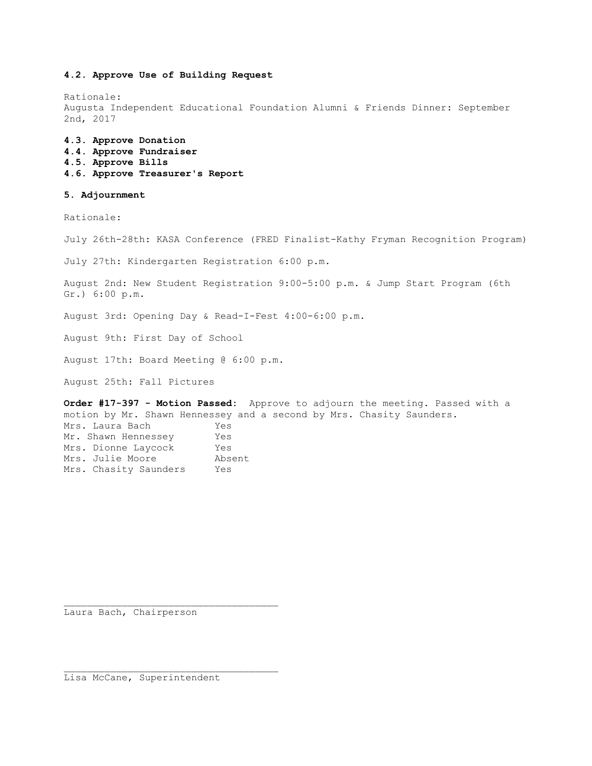**4.2. Approve Use of Building Request**

Rationale:
Augusta Independent Educational Foundation Alumni & Friends Dinner: September 2nd, 2017

**4.3. Approve Donation**
**4.4. Approve Fundraiser**
**4.5. Approve Bills**
**4.6. Approve Treasurer's Report**

**5. Adjournment**

Rationale:

July 26th-28th: KASA Conference (FRED Finalist-Kathy Fryman Recognition Program)

July 27th: Kindergarten Registration 6:00 p.m.

August 2nd: New Student Registration 9:00-5:00 p.m. & Jump Start Program (6th Gr.) 6:00 p.m.

August 3rd: Opening Day & Read-I-Fest 4:00-6:00 p.m.

August 9th: First Day of School

August 17th: Board Meeting @ 6:00 p.m.

August 25th: Fall Pictures

**Order #17-397 - Motion Passed:** Approve to adjourn the meeting. Passed with a motion by Mr. Shawn Hennessey and a second by Mrs. Chasity Saunders.

| | |
|---|---|
| Mrs. Laura Bach | Yes |
| Mr. Shawn Hennessey | Yes |
| Mrs. Dionne Laycock | Yes |
| Mrs. Julie Moore | Absent |
| Mrs. Chasity Saunders | Yes |

_____________________________________
Laura Bach, Chairperson

_____________________________________
Lisa McCane, Superintendent